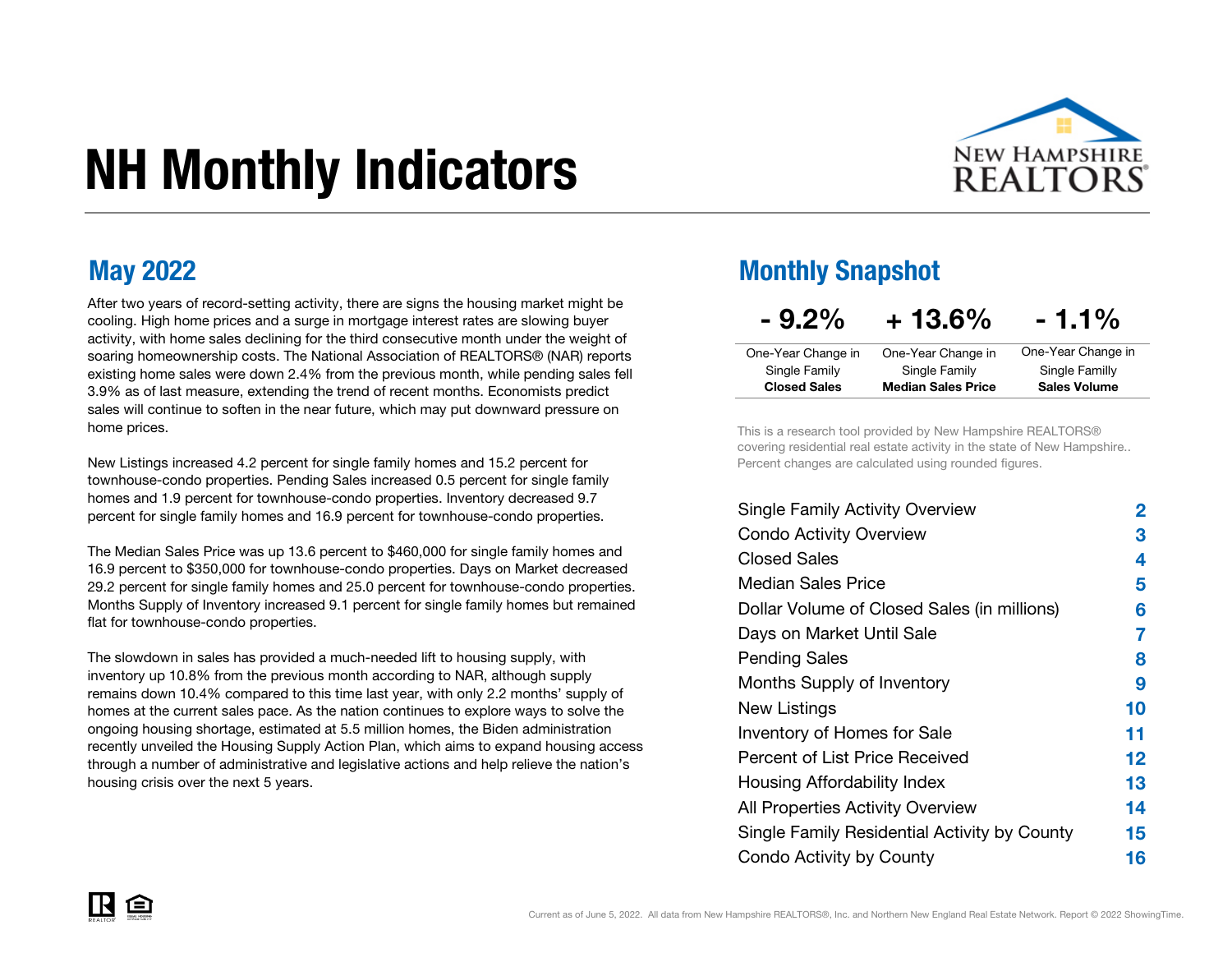# NH Monthly Indicators

New Hampshire REALTORS®

## May 2022

After two years of record-setting activity, there are signs the housing market might be cooling. High home prices and a surge in mortgage interest rates are slowing buyer activity, with home sales declining for the third consecutive month under the weight of soaring homeownership costs. The National Association of REALTORS® (NAR) reports existing home sales were down 2.4% from the previous month, while pending sales fell 3.9% as of last measure, extending the trend of recent months. Economists predict sales will continue to soften in the near future, which may put downward pressure on home prices.

New Listings increased 4.2 percent for single family homes and 15.2 percent for townhouse-condo properties. Pending Sales increased 0.5 percent for single family homes and 1.9 percent for townhouse-condo properties. Inventory decreased 9.7 percent for single family homes and 16.9 percent for townhouse-condo properties.

The Median Sales Price was up 13.6 percent to $460,000 for single family homes and 16.9 percent to $350,000 for townhouse-condo properties. Days on Market decreased 29.2 percent for single family homes and 25.0 percent for townhouse-condo properties. Months Supply of Inventory increased 9.1 percent for single family homes but remained flat for townhouse-condo properties.

The slowdown in sales has provided a much-needed lift to housing supply, with inventory up 10.8% from the previous month according to NAR, although supply remains down 10.4% compared to this time last year, with only 2.2 months' supply of homes at the current sales pace. As the nation continues to explore ways to solve the ongoing housing shortage, estimated at 5.5 million homes, the Biden administration recently unveiled the Housing Supply Action Plan, which aims to expand housing access through a number of administrative and legislative actions and help relieve the nation's housing crisis over the next 5 years.

## Monthly Snapshot

| - 9.2% | + 13.6% | - 1.1% |
|---|---|---|
| One-Year Change in Single Family **Closed Sales** | One-Year Change in Single Family **Median Sales Price** | One-Year Change in Single Familly **Sales Volume** |

This is a research tool provided by New Hampshire REALTORS® covering residential real estate activity in the state of New Hampshire.. Percent changes are calculated using rounded figures.

| | |
|---|---|
| Single Family Activity Overview | 2 |
| Condo Activity Overview | 3 |
| Closed Sales | 4 |
| Median Sales Price | 5 |
| Dollar Volume of Closed Sales (in millions) | 6 |
| Days on Market Until Sale | 7 |
| Pending Sales | 8 |
| Months Supply of Inventory | 9 |
| New Listings | 10 |
| Inventory of Homes for Sale | 11 |
| Percent of List Price Received | 12 |
| Housing Affordability Index | 13 |
| All Properties Activity Overview | 14 |
| Single Family Residential Activity by County | 15 |
| Condo Activity by County | 16 |

Current as of June 5, 2022. All data from New Hampshire REALTORS®, Inc. and Northern New England Real Estate Network. Report © 2022 ShowingTime.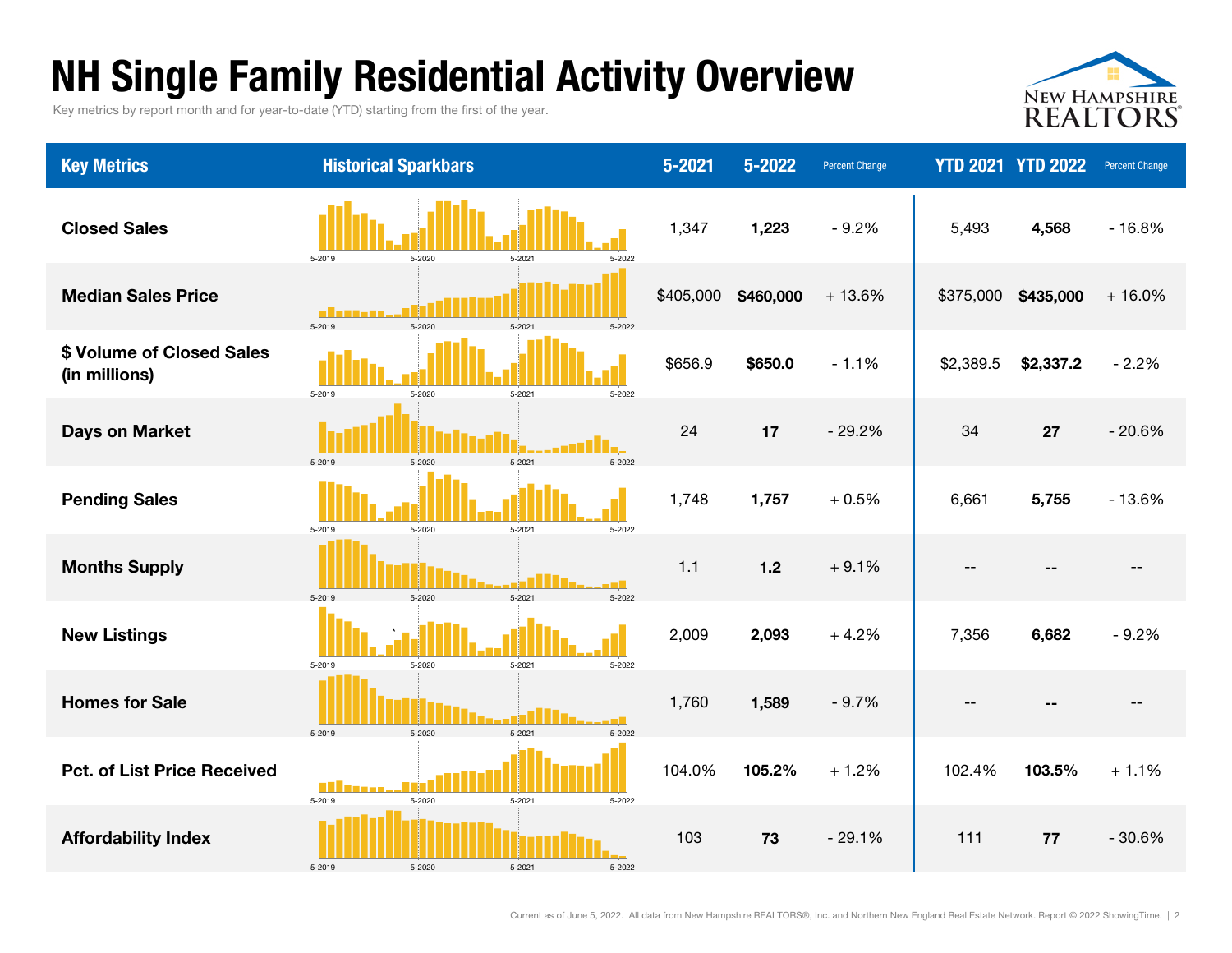# NH Single Family Residential Activity Overview

Key metrics by report month and for year-to-date (YTD) starting from the first of the year.

| Key Metrics | Historical Sparkbars | 5-2021 | 5-2022 | Percent Change | YTD 2021 | YTD 2022 | Percent Change |
|---|---|---|---|---|---|---|---|
| Closed Sales | 5-2019 5-2020 5-2021 5-2022 | 1,347 | **1,223** | - 9.2% | 5,493 | **4,568** | - 16.8% |
| Median Sales Price | 5-2019 5-2020 5-2021 5-2022 | $405,000 | **$460,000** | + 13.6% | $375,000 | **$435,000** | + 16.0% |
| $ Volume of Closed Sales (in millions) | 5-2019 5-2020 5-2021 5-2022 | $656.9 | **$650.0** | - 1.1% | $2,389.5 | **$2,337.2** | - 2.2% |
| Days on Market | 5-2019 5-2020 5-2021 5-2022 | 24 | **17** | - 29.2% | 34 | **27** | - 20.6% |
| Pending Sales | 5-2019 5-2020 5-2021 5-2022 | 1,748 | **1,757** | + 0.5% | 6,661 | **5,755** | - 13.6% |
| Months Supply | 5-2019 5-2020 5-2021 5-2022 | 1.1 | **1.2** | + 9.1% | -- | **--** | -- |
| New Listings | 5-2019 5-2020 5-2021 5-2022 | 2,009 | **2,093** | + 4.2% | 7,356 | **6,682** | - 9.2% |
| Homes for Sale | 5-2019 5-2020 5-2021 5-2022 | 1,760 | **1,589** | - 9.7% | -- | **--** | -- |
| Pct. of List Price Received | 5-2019 5-2020 5-2021 5-2022 | 104.0% | **105.2%** | + 1.2% | 102.4% | **103.5%** | + 1.1% |
| Affordability Index | 5-2019 5-2020 5-2021 5-2022 | 103 | **73** | - 29.1% | 111 | **77** | - 30.6% |

Current as of June 5, 2022. All data from New Hampshire REALTORS®, Inc. and Northern New England Real Estate Network. Report © 2022 ShowingTime.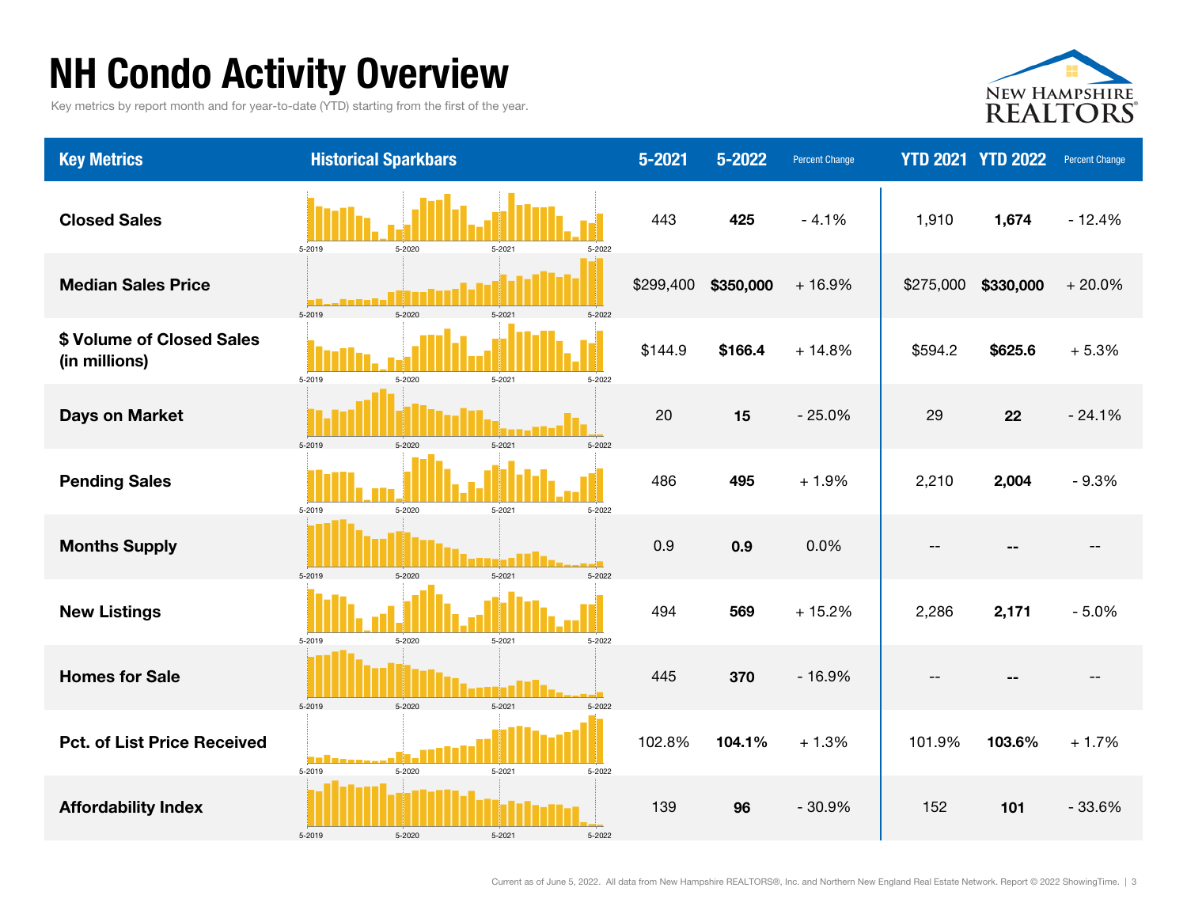# NH Condo Activity Overview

Key metrics by report month and for year-to-date (YTD) starting from the first of the year.

| Key Metrics | Historical Sparkbars | 5-2021 | 5-2022 | Percent Change | YTD 2021 | YTD 2022 | Percent Change |
|---|---|---|---|---|---|---|---|
| **Closed Sales** | 5-2019 5-2020 5-2021 5-2022 | 443 | **425** | - 4.1% | 1,910 | **1,674** | - 12.4% |
| **Median Sales Price** | 5-2019 5-2020 5-2021 5-2022 | $299,400 | **$350,000** | + 16.9% | $275,000 | **$330,000** | + 20.0% |
| **$ Volume of Closed Sales (in millions)** | 5-2019 5-2020 5-2021 5-2022 | $144.9 | **$166.4** | + 14.8% | $594.2 | **$625.6** | + 5.3% |
| **Days on Market** | 5-2019 5-2020 5-2021 5-2022 | 20 | **15** | - 25.0% | 29 | **22** | - 24.1% |
| **Pending Sales** | 5-2019 5-2020 5-2021 5-2022 | 486 | **495** | + 1.9% | 2,210 | **2,004** | - 9.3% |
| **Months Supply** | 5-2019 5-2020 5-2021 5-2022 | 0.9 | **0.9** | 0.0% | -- | **--** | -- |
| **New Listings** | 5-2019 5-2020 5-2021 5-2022 | 494 | **569** | + 15.2% | 2,286 | **2,171** | - 5.0% |
| **Homes for Sale** | 5-2019 5-2020 5-2021 5-2022 | 445 | **370** | - 16.9% | -- | **--** | -- |
| **Pct. of List Price Received** | 5-2019 5-2020 5-2021 5-2022 | 102.8% | **104.1%** | + 1.3% | 101.9% | **103.6%** | + 1.7% |
| **Affordability Index** | 5-2019 5-2020 5-2021 5-2022 | 139 | **96** | - 30.9% | 152 | **101** | - 33.6% |

Current as of June 5, 2022. All data from New Hampshire REALTORS®, Inc. and Northern New England Real Estate Network. Report © 2022 ShowingTime.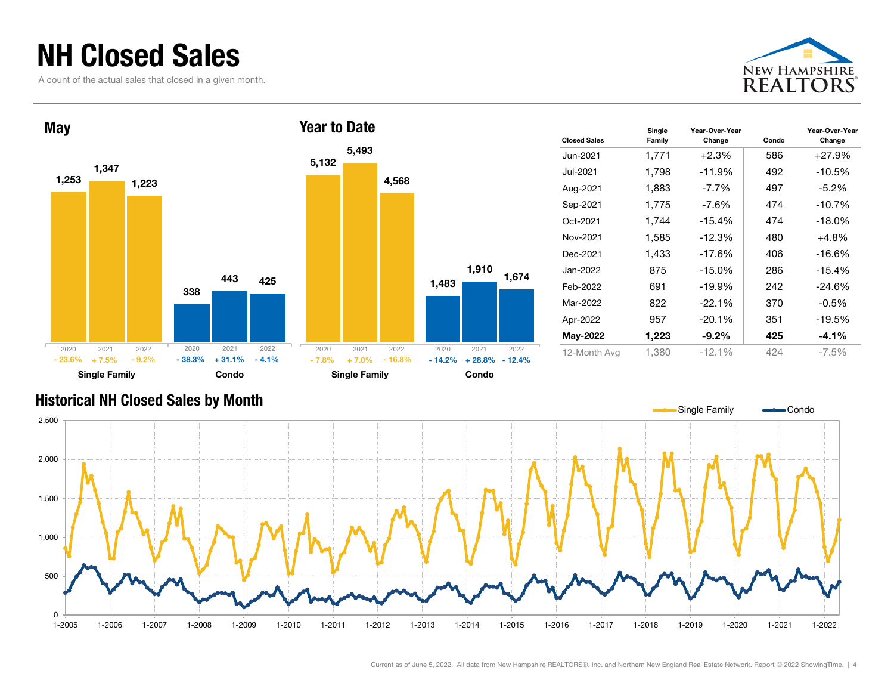# NH Closed Sales

A count of the actual sales that closed in a given month.

## May

| | 2020 | 2021 | 2022 |
|---|---|---|---|
| Single Family | 1,253 | 1,347 | 1,223 |
| Change | - 23.6% | + 7.5% | - 9.2% |
| Condo | 338 | 443 | 425 |
| Change | - 38.3% | + 31.1% | - 4.1% |

## Year to Date

| | 2020 | 2021 | 2022 |
|---|---|---|---|
| Single Family | 5,132 | 5,493 | 4,568 |
| Change | - 7.8% | + 7.0% | - 16.8% |
| Condo | 1,483 | 1,910 | 1,674 |
| Change | - 14.2% | + 28.8% | - 12.4% |

| Closed Sales | Single Family | Year-Over-Year Change | Condo | Year-Over-Year Change |
|---|---|---|---|---|
| Jun-2021 | 1,771 | +2.3% | 586 | +27.9% |
| Jul-2021 | 1,798 | -11.9% | 492 | -10.5% |
| Aug-2021 | 1,883 | -7.7% | 497 | -5.2% |
| Sep-2021 | 1,775 | -7.6% | 474 | -10.7% |
| Oct-2021 | 1,744 | -15.4% | 474 | -18.0% |
| Nov-2021 | 1,585 | -12.3% | 480 | +4.8% |
| Dec-2021 | 1,433 | -17.6% | 406 | -16.6% |
| Jan-2022 | 875 | -15.0% | 286 | -15.4% |
| Feb-2022 | 691 | -19.9% | 242 | -24.6% |
| Mar-2022 | 822 | -22.1% | 370 | -0.5% |
| Apr-2022 | 957 | -20.1% | 351 | -19.5% |
| **May-2022** | **1,223** | **-9.2%** | **425** | **-4.1%** |
| 12-Month Avg | 1,380 | -12.1% | 424 | -7.5% |

## Historical NH Closed Sales by Month

Current as of June 5, 2022. All data from New Hampshire REALTORS®, Inc. and Northern New England Real Estate Network. Report © 2022 ShowingTime.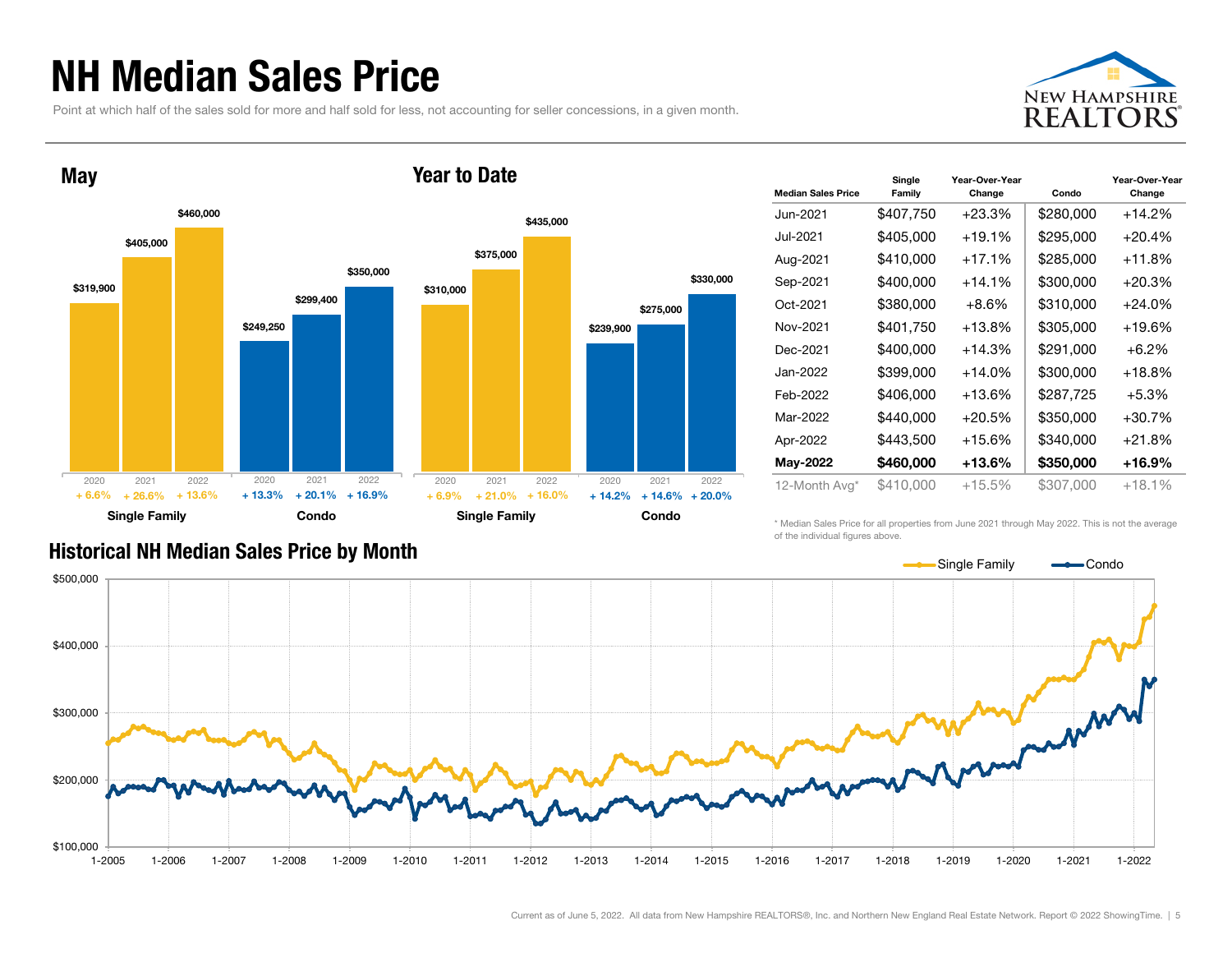# NH Median Sales Price

Point at which half of the sales sold for more and half sold for less, not accounting for seller concessions, in a given month.

## May

| | 2020 | 2021 | 2022 |
|---|---|---|---|
| Single Family | $319,900 | $405,000 | $460,000 |
| Change | + 6.6% | + 26.6% | + 13.6% |
| Condo | $249,250 | $299,400 | $350,000 |
| Change | + 13.3% | + 20.1% | + 16.9% |

## Year to Date

| | 2020 | 2021 | 2022 |
|---|---|---|---|
| Single Family | $310,000 | $375,000 | $435,000 |
| Change | + 6.9% | + 21.0% | + 16.0% |
| Condo | $239,900 | $275,000 | $330,000 |
| Change | + 14.2% | + 14.6% | + 20.0% |

| Median Sales Price | Single Family | Year-Over-Year Change | Condo | Year-Over-Year Change |
|---|---|---|---|---|
| Jun-2021 | $407,750 | +23.3% | $280,000 | +14.2% |
| Jul-2021 | $405,000 | +19.1% | $295,000 | +20.4% |
| Aug-2021 | $410,000 | +17.1% | $285,000 | +11.8% |
| Sep-2021 | $400,000 | +14.1% | $300,000 | +20.3% |
| Oct-2021 | $380,000 | +8.6% | $310,000 | +24.0% |
| Nov-2021 | $401,750 | +13.8% | $305,000 | +19.6% |
| Dec-2021 | $400,000 | +14.3% | $291,000 | +6.2% |
| Jan-2022 | $399,000 | +14.0% | $300,000 | +18.8% |
| Feb-2022 | $406,000 | +13.6% | $287,725 | +5.3% |
| Mar-2022 | $440,000 | +20.5% | $350,000 | +30.7% |
| Apr-2022 | $443,500 | +15.6% | $340,000 | +21.8% |
| **May-2022** | **$460,000** | **+13.6%** | **$350,000** | **+16.9%** |
| 12-Month Avg* | $410,000 | +15.5% | $307,000 | +18.1% |

\* Median Sales Price for all properties from June 2021 through May 2022. This is not the average of the individual figures above.

## Historical NH Median Sales Price by Month

Current as of June 5, 2022. All data from New Hampshire REALTORS®, Inc. and Northern New England Real Estate Network. Report © 2022 ShowingTime.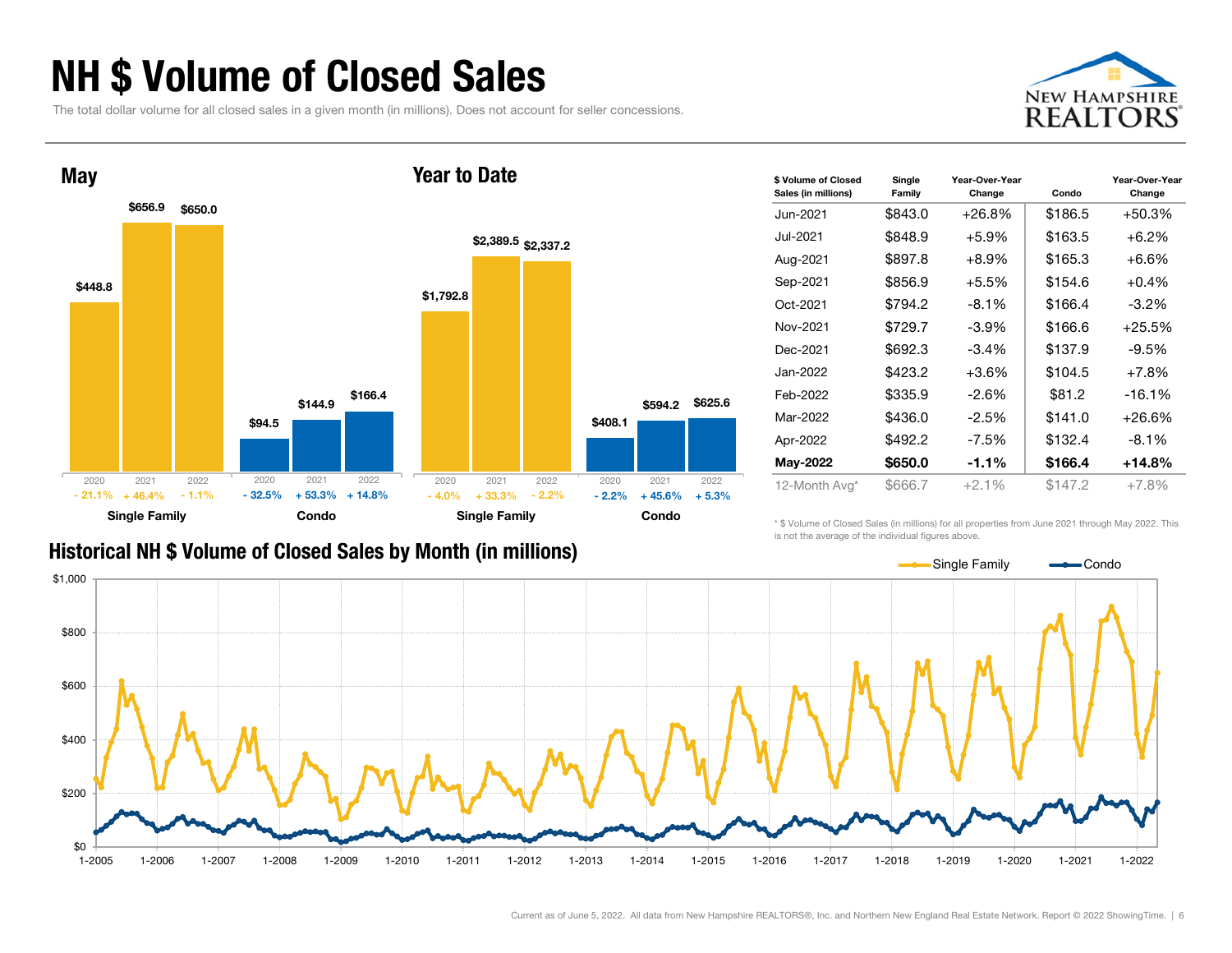# NH $ Volume of Closed Sales

The total dollar volume for all closed sales in a given month (in millions). Does not account for seller concessions.

## May

| | 2020 | 2021 | 2022 |
|---|---|---|---|
| Single Family | $448.8 | $656.9 | $650.0 |
| Change | - 21.1% | + 46.4% | - 1.1% |
| Condo | $94.5 | $144.9 | $166.4 |
| Change | - 32.5% | + 53.3% | + 14.8% |

## Year to Date

| | 2020 | 2021 | 2022 |
|---|---|---|---|
| Single Family | $1,792.8 | $2,389.5 | $2,337.2 |
| Change | - 4.0% | + 33.3% | - 2.2% |
| Condo | $408.1 | $594.2 | $625.6 |
| Change | - 2.2% | + 45.6% | + 5.3% |

| $ Volume of Closed Sales (in millions) | Single Family | Year-Over-Year Change | Condo | Year-Over-Year Change |
|---|---|---|---|---|
| Jun-2021 | $843.0 | +26.8% | $186.5 | +50.3% |
| Jul-2021 | $848.9 | +5.9% | $163.5 | +6.2% |
| Aug-2021 | $897.8 | +8.9% | $165.3 | +6.6% |
| Sep-2021 | $856.9 | +5.5% | $154.6 | +0.4% |
| Oct-2021 | $794.2 | -8.1% | $166.4 | -3.2% |
| Nov-2021 | $729.7 | -3.9% | $166.6 | +25.5% |
| Dec-2021 | $692.3 | -3.4% | $137.9 | -9.5% |
| Jan-2022 | $423.2 | +3.6% | $104.5 | +7.8% |
| Feb-2022 | $335.9 | -2.6% | $81.2 | -16.1% |
| Mar-2022 | $436.0 | -2.5% | $141.0 | +26.6% |
| Apr-2022 | $492.2 | -7.5% | $132.4 | -8.1% |
| **May-2022** | **$650.0** | **-1.1%** | **$166.4** | **+14.8%** |
| 12-Month Avg* | $666.7 | +2.1% | $147.2 | +7.8% |

\* $ Volume of Closed Sales (in millions) for all properties from June 2021 through May 2022. This is not the average of the individual figures above.

## Historical NH $ Volume of Closed Sales by Month (in millions)

Current as of June 5, 2022. All data from New Hampshire REALTORS®, Inc. and Northern New England Real Estate Network. Report © 2022 ShowingTime.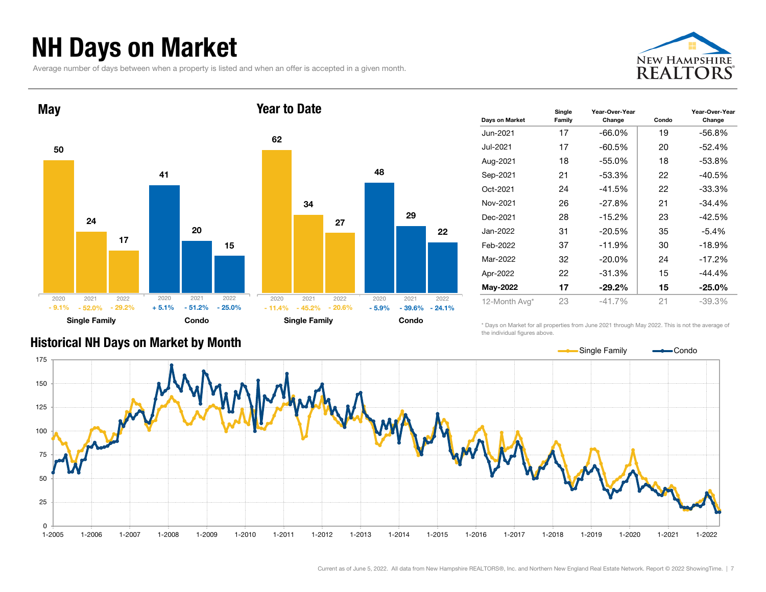# NH Days on Market

Average number of days between when a property is listed and when an offer is accepted in a given month.

## May

| | 2020 | 2021 | 2022 |
|---|---|---|---|
| Single Family | 50 | 24 | 17 |
| Change | - 9.1% | - 52.0% | - 29.2% |
| Condo | 41 | 20 | 15 |
| Change | + 5.1% | - 51.2% | - 25.0% |

## Year to Date

| | 2020 | 2021 | 2022 |
|---|---|---|---|
| Single Family | 62 | 34 | 27 |
| Change | - 11.4% | - 45.2% | - 20.6% |
| Condo | 48 | 29 | 22 |
| Change | - 5.9% | - 39.6% | - 24.1% |

| Days on Market | Single Family | Year-Over-Year Change | Condo | Year-Over-Year Change |
|---|---|---|---|---|
| Jun-2021 | 17 | -66.0% | 19 | -56.8% |
| Jul-2021 | 17 | -60.5% | 20 | -52.4% |
| Aug-2021 | 18 | -55.0% | 18 | -53.8% |
| Sep-2021 | 21 | -53.3% | 22 | -40.5% |
| Oct-2021 | 24 | -41.5% | 22 | -33.3% |
| Nov-2021 | 26 | -27.8% | 21 | -34.4% |
| Dec-2021 | 28 | -15.2% | 23 | -42.5% |
| Jan-2022 | 31 | -20.5% | 35 | -5.4% |
| Feb-2022 | 37 | -11.9% | 30 | -18.9% |
| Mar-2022 | 32 | -20.0% | 24 | -17.2% |
| Apr-2022 | 22 | -31.3% | 15 | -44.4% |
| **May-2022** | **17** | **-29.2%** | **15** | **-25.0%** |
| 12-Month Avg* | 23 | -41.7% | 21 | -39.3% |

\* Days on Market for all properties from June 2021 through May 2022. This is not the average of the individual figures above.

## Historical NH Days on Market by Month

Single Family — Condo

Current as of June 5, 2022. All data from New Hampshire REALTORS®, Inc. and Northern New England Real Estate Network. Report © 2022 ShowingTime.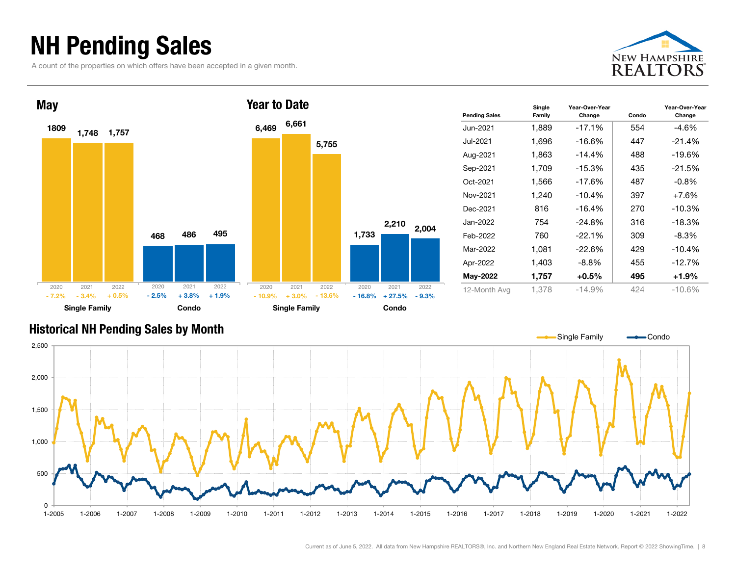# NH Pending Sales

A count of the properties on which offers have been accepted in a given month.

## May

| | 2020 | 2021 | 2022 |
|---|---|---|---|
| Single Family | 1809 | 1,748 | 1,757 |
| Single Family change | - 7.2% | - 3.4% | + 0.5% |
| Condo | 468 | 486 | 495 |
| Condo change | - 2.5% | + 3.8% | + 1.9% |

## Year to Date

| | 2020 | 2021 | 2022 |
|---|---|---|---|
| Single Family | 6,469 | 6,661 | 5,755 |
| Single Family change | - 10.9% | + 3.0% | - 13.6% |
| Condo | 1,733 | 2,210 | 2,004 |
| Condo change | - 16.8% | + 27.5% | - 9.3% |

| Pending Sales | Single Family | Year-Over-Year Change | Condo | Year-Over-Year Change |
|---|---|---|---|---|
| Jun-2021 | 1,889 | -17.1% | 554 | -4.6% |
| Jul-2021 | 1,696 | -16.6% | 447 | -21.4% |
| Aug-2021 | 1,863 | -14.4% | 488 | -19.6% |
| Sep-2021 | 1,709 | -15.3% | 435 | -21.5% |
| Oct-2021 | 1,566 | -17.6% | 487 | -0.8% |
| Nov-2021 | 1,240 | -10.4% | 397 | +7.6% |
| Dec-2021 | 816 | -16.4% | 270 | -10.3% |
| Jan-2022 | 754 | -24.8% | 316 | -18.3% |
| Feb-2022 | 760 | -22.1% | 309 | -8.3% |
| Mar-2022 | 1,081 | -22.6% | 429 | -10.4% |
| Apr-2022 | 1,403 | -8.8% | 455 | -12.7% |
| **May-2022** | **1,757** | **+0.5%** | **495** | **+1.9%** |
| 12-Month Avg | 1,378 | -14.9% | 424 | -10.6% |

## Historical NH Pending Sales by Month

Single Family — Condo

Current as of June 5, 2022. All data from New Hampshire REALTORS®, Inc. and Northern New England Real Estate Network. Report © 2022 ShowingTime.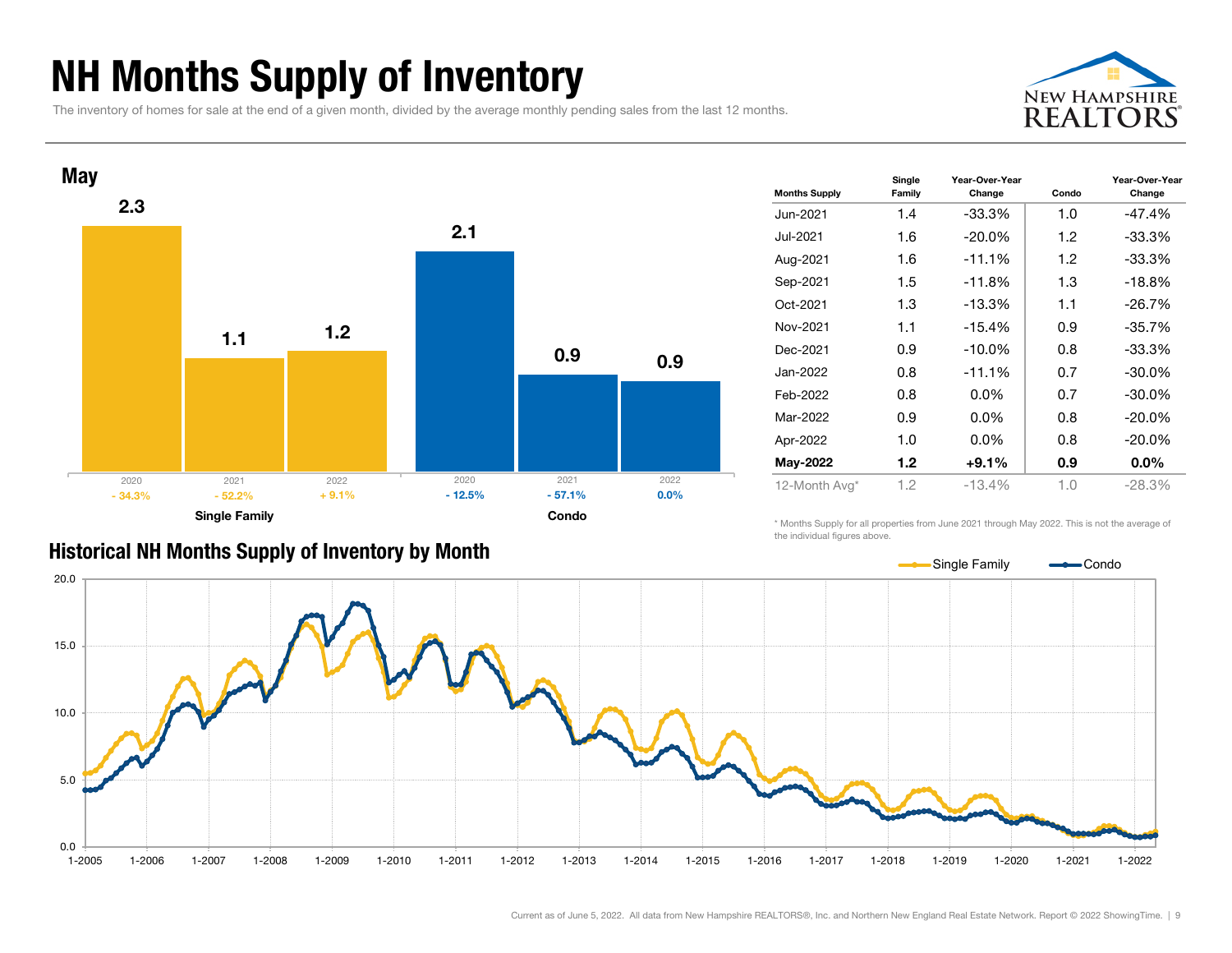# NH Months Supply of Inventory

The inventory of homes for sale at the end of a given month, divided by the average monthly pending sales from the last 12 months.

## May

| | 2020 | 2021 | 2022 |
|---|---|---|---|
| Single Family | 2.3 | 1.1 | 1.2 |
| Change | - 34.3% | - 52.2% | + 9.1% |
| Condo | 2.1 | 0.9 | 0.9 |
| Change | - 12.5% | - 57.1% | 0.0% |

| Months Supply | Single Family | Year-Over-Year Change | Condo | Year-Over-Year Change |
|---|---|---|---|---|
| Jun-2021 | 1.4 | -33.3% | 1.0 | -47.4% |
| Jul-2021 | 1.6 | -20.0% | 1.2 | -33.3% |
| Aug-2021 | 1.6 | -11.1% | 1.2 | -33.3% |
| Sep-2021 | 1.5 | -11.8% | 1.3 | -18.8% |
| Oct-2021 | 1.3 | -13.3% | 1.1 | -26.7% |
| Nov-2021 | 1.1 | -15.4% | 0.9 | -35.7% |
| Dec-2021 | 0.9 | -10.0% | 0.8 | -33.3% |
| Jan-2022 | 0.8 | -11.1% | 0.7 | -30.0% |
| Feb-2022 | 0.8 | 0.0% | 0.7 | -30.0% |
| Mar-2022 | 0.9 | 0.0% | 0.8 | -20.0% |
| Apr-2022 | 1.0 | 0.0% | 0.8 | -20.0% |
| **May-2022** | **1.2** | **+9.1%** | **0.9** | **0.0%** |
| 12-Month Avg* | 1.2 | -13.4% | 1.0 | -28.3% |

\* Months Supply for all properties from June 2021 through May 2022. This is not the average of the individual figures above.

## Historical NH Months Supply of Inventory by Month

Single Family — Condo

Current as of June 5, 2022. All data from New Hampshire REALTORS®, Inc. and Northern New England Real Estate Network. Report © 2022 ShowingTime.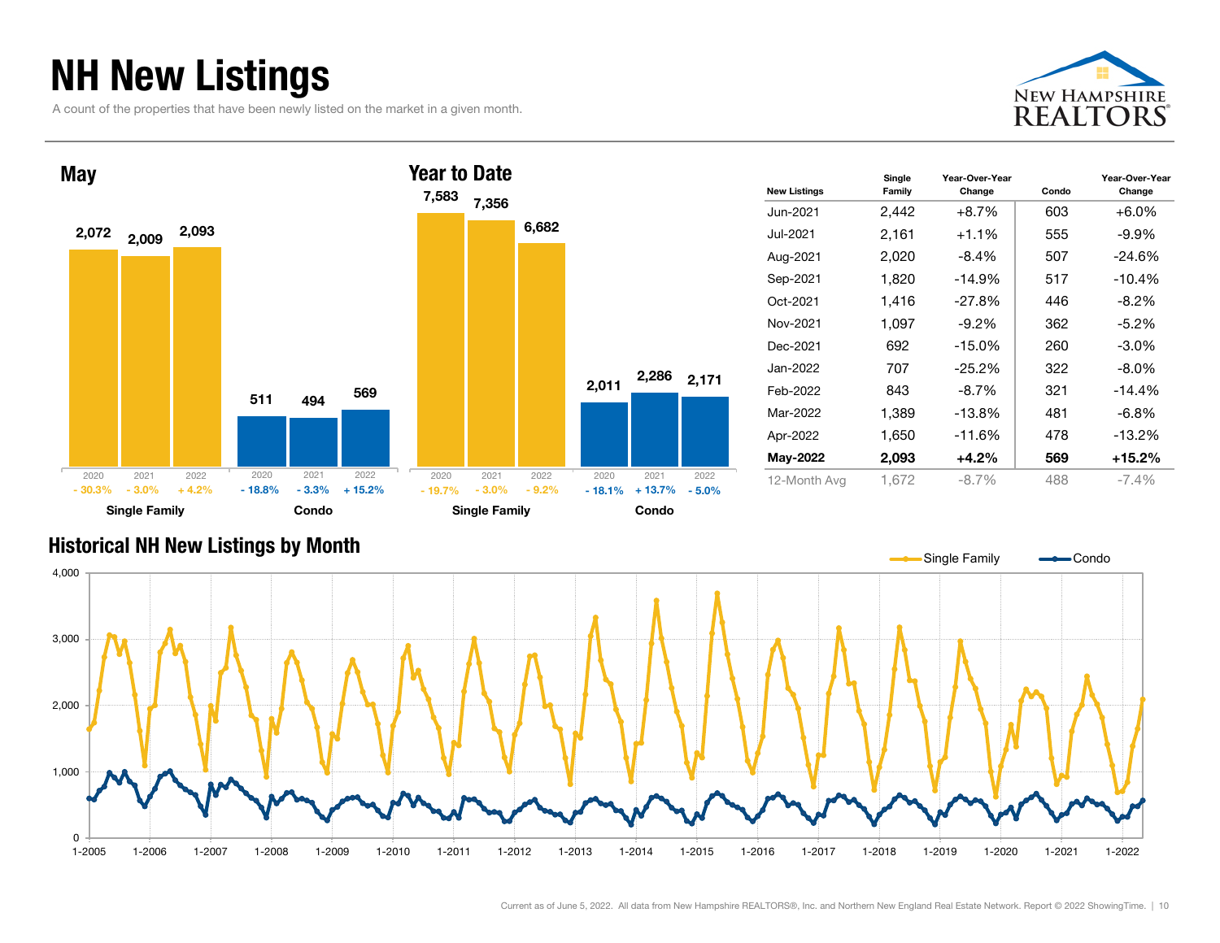# NH New Listings

A count of the properties that have been newly listed on the market in a given month.

## May

| | 2020 | 2021 | 2022 |
|---|---|---|---|
| Single Family | 2,072 | 2,009 | 2,093 |
| | - 30.3% | - 3.0% | + 4.2% |
| Condo | 511 | 494 | 569 |
| | - 18.8% | - 3.3% | + 15.2% |

## Year to Date

| | 2020 | 2021 | 2022 |
|---|---|---|---|
| Single Family | 7,583 | 7,356 | 6,682 |
| | - 19.7% | - 3.0% | - 9.2% |
| Condo | 2,011 | 2,286 | 2,171 |
| | - 18.1% | + 13.7% | - 5.0% |

| New Listings | Single Family | Year-Over-Year Change | Condo | Year-Over-Year Change |
|---|---|---|---|---|
| Jun-2021 | 2,442 | +8.7% | 603 | +6.0% |
| Jul-2021 | 2,161 | +1.1% | 555 | -9.9% |
| Aug-2021 | 2,020 | -8.4% | 507 | -24.6% |
| Sep-2021 | 1,820 | -14.9% | 517 | -10.4% |
| Oct-2021 | 1,416 | -27.8% | 446 | -8.2% |
| Nov-2021 | 1,097 | -9.2% | 362 | -5.2% |
| Dec-2021 | 692 | -15.0% | 260 | -3.0% |
| Jan-2022 | 707 | -25.2% | 322 | -8.0% |
| Feb-2022 | 843 | -8.7% | 321 | -14.4% |
| Mar-2022 | 1,389 | -13.8% | 481 | -6.8% |
| Apr-2022 | 1,650 | -11.6% | 478 | -13.2% |
| **May-2022** | **2,093** | **+4.2%** | **569** | **+15.2%** |
| 12-Month Avg | 1,672 | -8.7% | 488 | -7.4% |

## Historical NH New Listings by Month

Current as of June 5, 2022. All data from New Hampshire REALTORS®, Inc. and Northern New England Real Estate Network. Report © 2022 ShowingTime.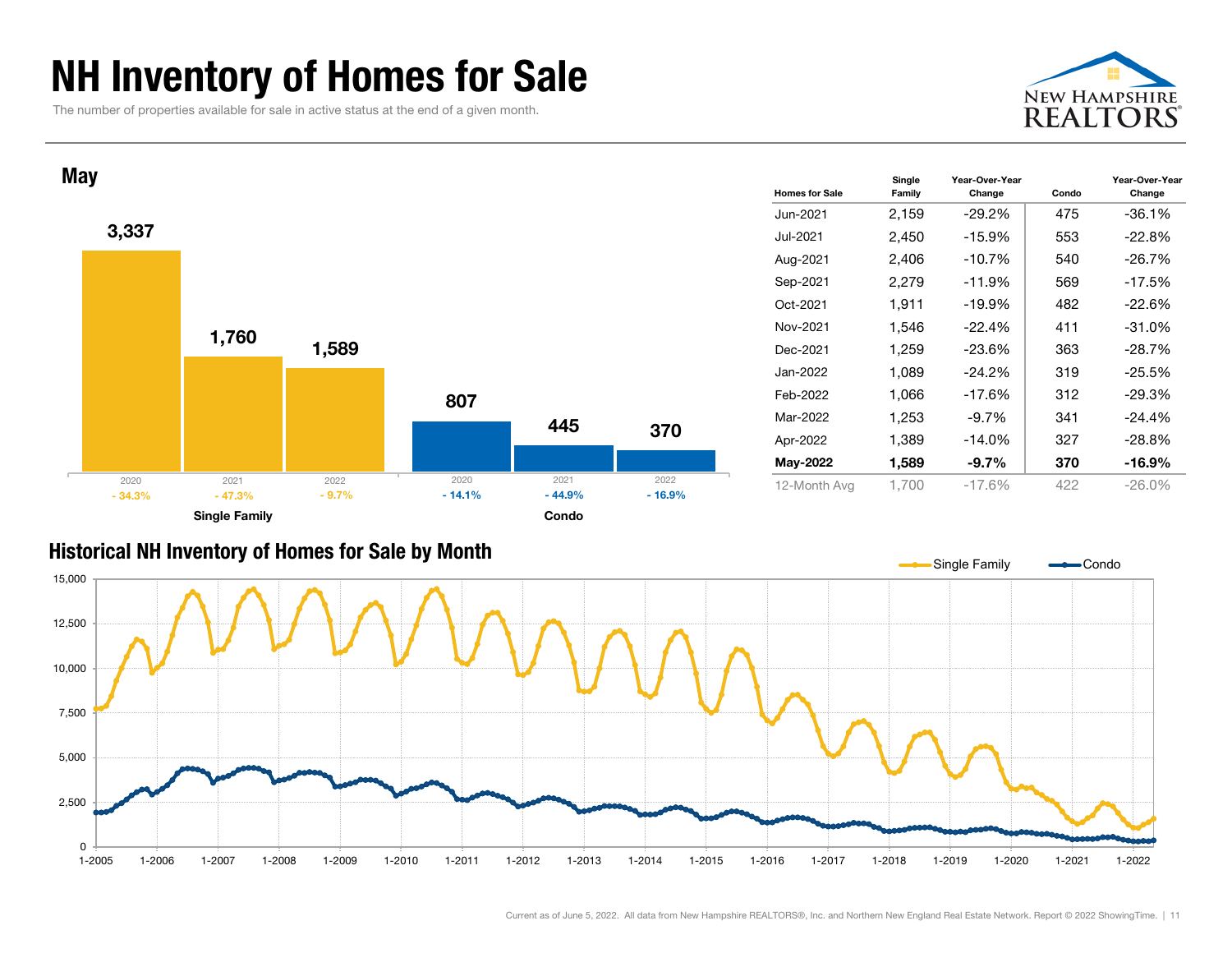# NH Inventory of Homes for Sale

The number of properties available for sale in active status at the end of a given month.

## May

| | 2020 | 2021 | 2022 |
|---|---|---|---|
| Single Family | 3,337 | 1,760 | 1,589 |
| Single Family change | - 34.3% | - 47.3% | - 9.7% |
| Condo | 807 | 445 | 370 |
| Condo change | - 14.1% | - 44.9% | - 16.9% |

| Homes for Sale | Single Family | Year-Over-Year Change | Condo | Year-Over-Year Change |
|---|---|---|---|---|
| Jun-2021 | 2,159 | -29.2% | 475 | -36.1% |
| Jul-2021 | 2,450 | -15.9% | 553 | -22.8% |
| Aug-2021 | 2,406 | -10.7% | 540 | -26.7% |
| Sep-2021 | 2,279 | -11.9% | 569 | -17.5% |
| Oct-2021 | 1,911 | -19.9% | 482 | -22.6% |
| Nov-2021 | 1,546 | -22.4% | 411 | -31.0% |
| Dec-2021 | 1,259 | -23.6% | 363 | -28.7% |
| Jan-2022 | 1,089 | -24.2% | 319 | -25.5% |
| Feb-2022 | 1,066 | -17.6% | 312 | -29.3% |
| Mar-2022 | 1,253 | -9.7% | 341 | -24.4% |
| Apr-2022 | 1,389 | -14.0% | 327 | -28.8% |
| **May-2022** | **1,589** | **-9.7%** | **370** | **-16.9%** |
| 12-Month Avg | 1,700 | -17.6% | 422 | -26.0% |

## Historical NH Inventory of Homes for Sale by Month

Current as of June 5, 2022. All data from New Hampshire REALTORS®, Inc. and Northern New England Real Estate Network. Report © 2022 ShowingTime.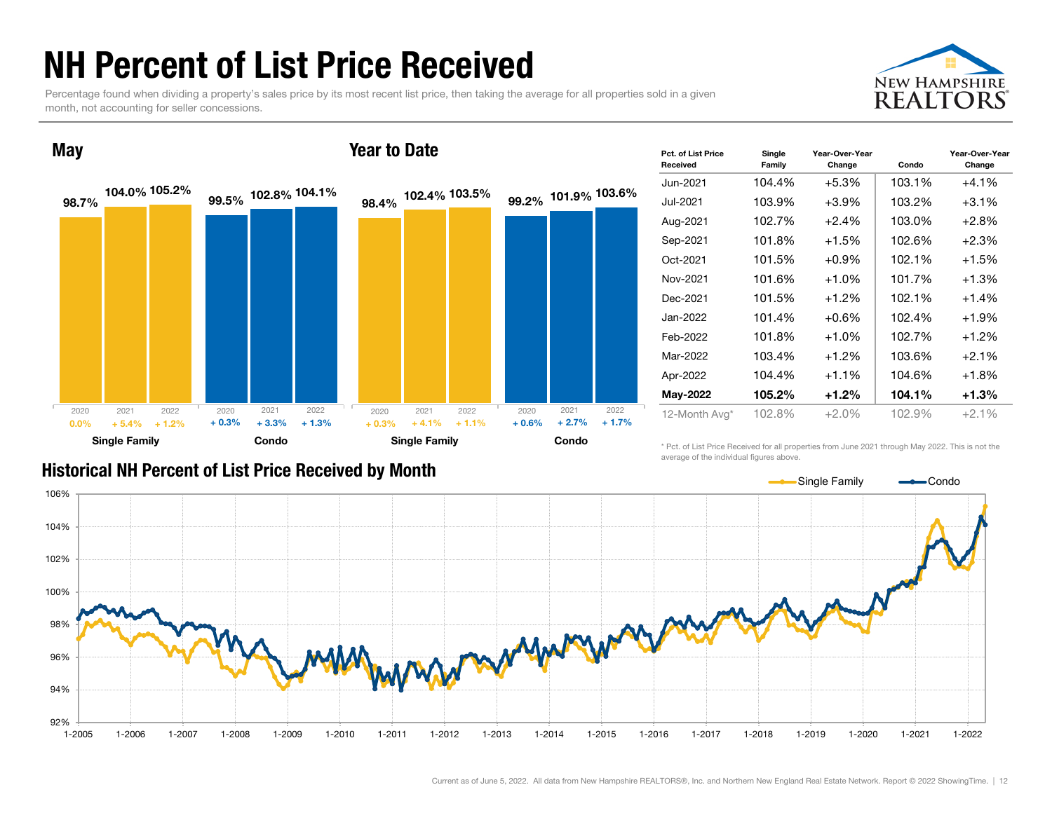# NH Percent of List Price Received

Percentage found when dividing a property's sales price by its most recent list price, then taking the average for all properties sold in a given month, not accounting for seller concessions.

## May

| | 2020 | 2021 | 2022 |
|---|---|---|---|
| Single Family | 98.7% | 104.0% | 105.2% |
| Change | 0.0% | + 5.4% | + 1.2% |
| Condo | 99.5% | 102.8% | 104.1% |
| Change | + 0.3% | + 3.3% | + 1.3% |

## Year to Date

| | 2020 | 2021 | 2022 |
|---|---|---|---|
| Single Family | 98.4% | 102.4% | 103.5% |
| Change | + 0.3% | + 4.1% | + 1.1% |
| Condo | 99.2% | 101.9% | 103.6% |
| Change | + 0.6% | + 2.7% | + 1.7% |

| Pct. of List Price Received | Single Family | Year-Over-Year Change | Condo | Year-Over-Year Change |
|---|---|---|---|---|
| Jun-2021 | 104.4% | +5.3% | 103.1% | +4.1% |
| Jul-2021 | 103.9% | +3.9% | 103.2% | +3.1% |
| Aug-2021 | 102.7% | +2.4% | 103.0% | +2.8% |
| Sep-2021 | 101.8% | +1.5% | 102.6% | +2.3% |
| Oct-2021 | 101.5% | +0.9% | 102.1% | +1.5% |
| Nov-2021 | 101.6% | +1.0% | 101.7% | +1.3% |
| Dec-2021 | 101.5% | +1.2% | 102.1% | +1.4% |
| Jan-2022 | 101.4% | +0.6% | 102.4% | +1.9% |
| Feb-2022 | 101.8% | +1.0% | 102.7% | +1.2% |
| Mar-2022 | 103.4% | +1.2% | 103.6% | +2.1% |
| Apr-2022 | 104.4% | +1.1% | 104.6% | +1.8% |
| **May-2022** | **105.2%** | **+1.2%** | **104.1%** | **+1.3%** |
| 12-Month Avg* | 102.8% | +2.0% | 102.9% | +2.1% |

\* Pct. of List Price Received for all properties from June 2021 through May 2022. This is not the average of the individual figures above.

## Historical NH Percent of List Price Received by Month

Single Family — Condo

Current as of June 5, 2022. All data from New Hampshire REALTORS®, Inc. and Northern New England Real Estate Network. Report © 2022 ShowingTime.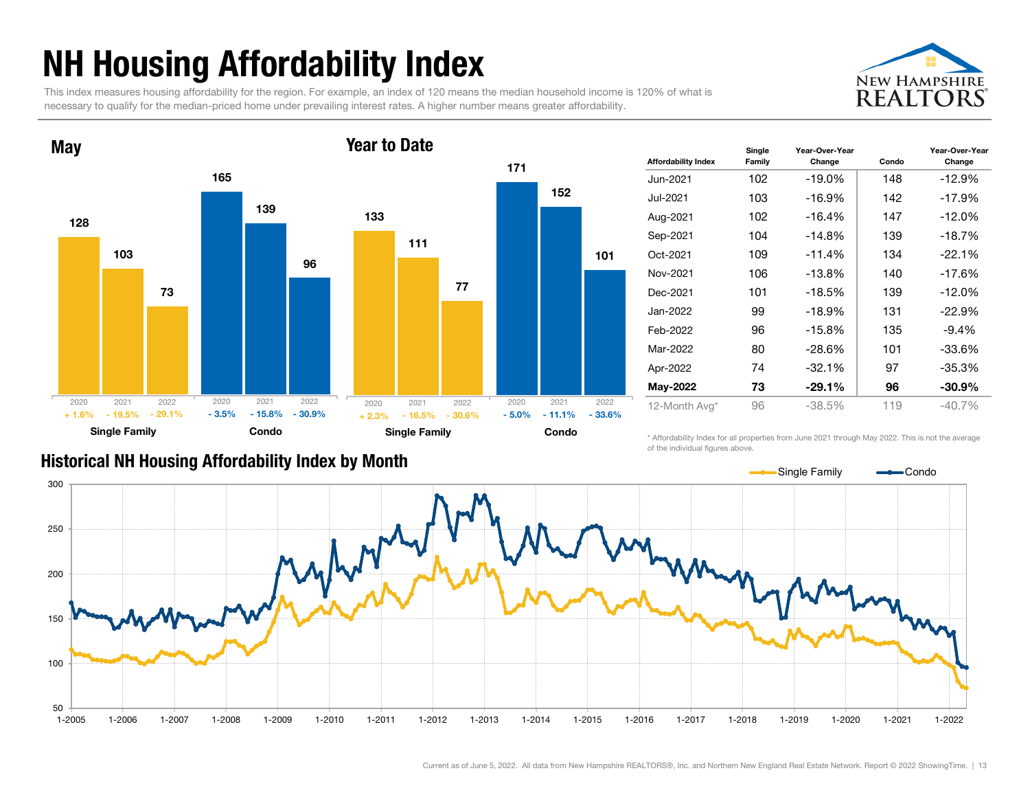# NH Housing Affordability Index

This index measures housing affordability for the region. For example, an index of 120 means the median household income is 120% of what is necessary to qualify for the median-priced home under prevailing interest rates. A higher number means greater affordability.

NEW HAMPSHIRE REALTORS®

## May

| | 2020 | 2021 | 2022 |
|---|---|---|---|
| Single Family | 128 | 103 | 73 |
| Change | + 1.6% | - 19.5% | - 29.1% |
| Condo | 165 | 139 | 96 |
| Change | - 3.5% | - 15.8% | - 30.9% |

## Year to Date

| | 2020 | 2021 | 2022 |
|---|---|---|---|
| Single Family | 133 | 111 | 77 |
| Change | + 2.3% | - 16.5% | - 30.6% |
| Condo | 171 | 152 | 101 |
| Change | - 5.0% | - 11.1% | - 33.6% |

| Affordability Index | Single Family | Year-Over-Year Change | Condo | Year-Over-Year Change |
|---|---|---|---|---|
| Jun-2021 | 102 | -19.0% | 148 | -12.9% |
| Jul-2021 | 103 | -16.9% | 142 | -17.9% |
| Aug-2021 | 102 | -16.4% | 147 | -12.0% |
| Sep-2021 | 104 | -14.8% | 139 | -18.7% |
| Oct-2021 | 109 | -11.4% | 134 | -22.1% |
| Nov-2021 | 106 | -13.8% | 140 | -17.6% |
| Dec-2021 | 101 | -18.5% | 139 | -12.0% |
| Jan-2022 | 99 | -18.9% | 131 | -22.9% |
| Feb-2022 | 96 | -15.8% | 135 | -9.4% |
| Mar-2022 | 80 | -28.6% | 101 | -33.6% |
| Apr-2022 | 74 | -32.1% | 97 | -35.3% |
| **May-2022** | **73** | **-29.1%** | **96** | **-30.9%** |
| 12-Month Avg* | 96 | -38.5% | 119 | -40.7% |

\* Affordability Index for all properties from June 2021 through May 2022. This is not the average of the individual figures above.

## Historical NH Housing Affordability Index by Month

Legend: Single Family, Condo

Y-axis: 50, 100, 150, 200, 250, 300

X-axis: 1-2005, 1-2006, 1-2007, 1-2008, 1-2009, 1-2010, 1-2011, 1-2012, 1-2013, 1-2014, 1-2015, 1-2016, 1-2017, 1-2018, 1-2019, 1-2020, 1-2021, 1-2022

Current as of June 5, 2022. All data from New Hampshire REALTORS®, Inc. and Northern New England Real Estate Network. Report © 2022 ShowingTime.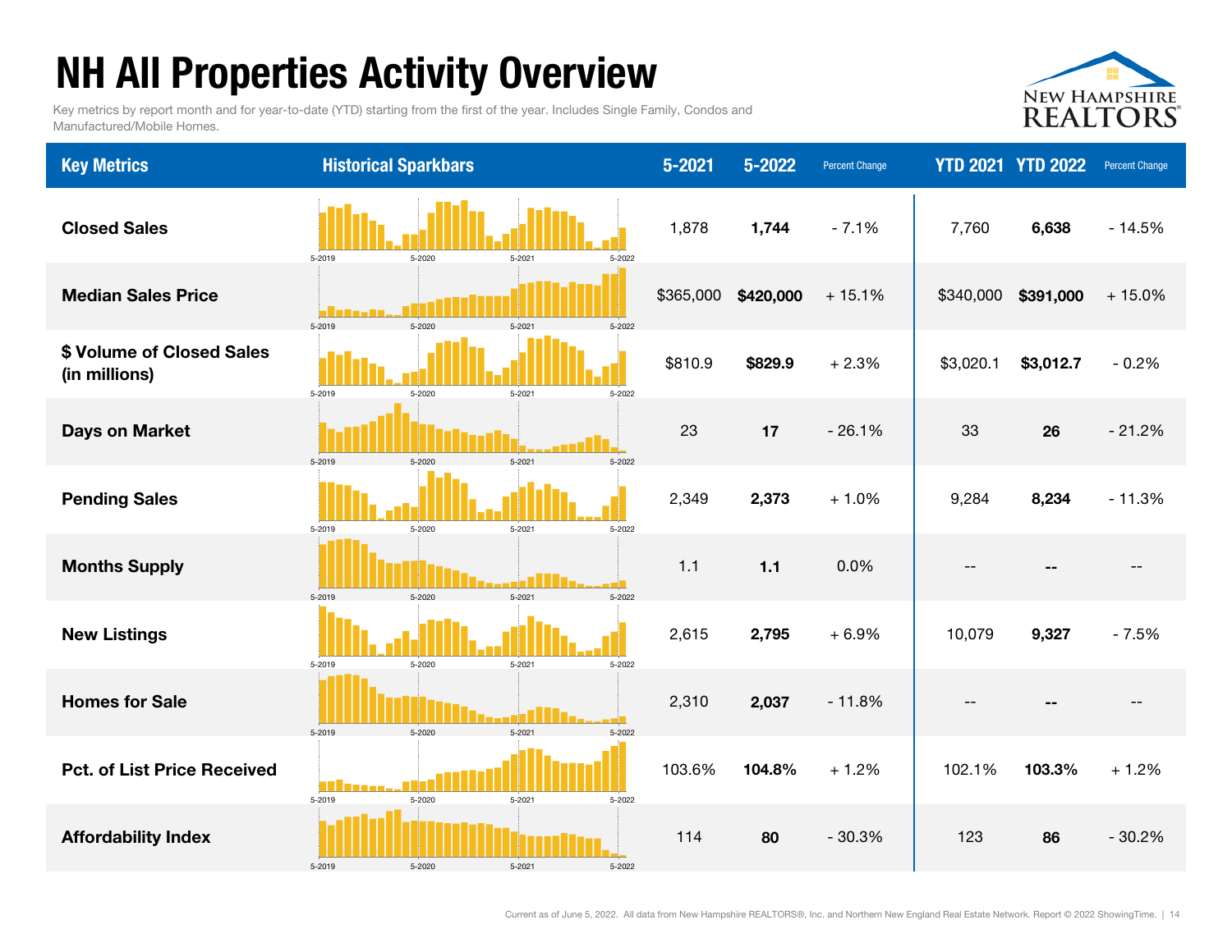# NH All Properties Activity Overview

Key metrics by report month and for year-to-date (YTD) starting from the first of the year. Includes Single Family, Condos and Manufactured/Mobile Homes.

| Key Metrics | Historical Sparkbars | 5-2021 | 5-2022 | Percent Change | YTD 2021 | YTD 2022 | Percent Change |
|---|---|---|---|---|---|---|---|
| Closed Sales | 5-2019 5-2020 5-2021 5-2022 | 1,878 | **1,744** | - 7.1% | 7,760 | **6,638** | - 14.5% |
| Median Sales Price | 5-2019 5-2020 5-2021 5-2022 | $365,000 | **$420,000** | + 15.1% | $340,000 | **$391,000** | + 15.0% |
| $ Volume of Closed Sales (in millions) | 5-2019 5-2020 5-2021 5-2022 | $810.9 | **$829.9** | + 2.3% | $3,020.1 | **$3,012.7** | - 0.2% |
| Days on Market | 5-2019 5-2020 5-2021 5-2022 | 23 | **17** | - 26.1% | 33 | **26** | - 21.2% |
| Pending Sales | 5-2019 5-2020 5-2021 5-2022 | 2,349 | **2,373** | + 1.0% | 9,284 | **8,234** | - 11.3% |
| Months Supply | 5-2019 5-2020 5-2021 5-2022 | 1.1 | **1.1** | 0.0% | -- | **--** | -- |
| New Listings | 5-2019 5-2020 5-2021 5-2022 | 2,615 | **2,795** | + 6.9% | 10,079 | **9,327** | - 7.5% |
| Homes for Sale | 5-2019 5-2020 5-2021 5-2022 | 2,310 | **2,037** | - 11.8% | -- | **--** | -- |
| Pct. of List Price Received | 5-2019 5-2020 5-2021 5-2022 | 103.6% | **104.8%** | + 1.2% | 102.1% | **103.3%** | + 1.2% |
| Affordability Index | 5-2019 5-2020 5-2021 5-2022 | 114 | **80** | - 30.3% | 123 | **86** | - 30.2% |

Current as of June 5, 2022. All data from New Hampshire REALTORS®, Inc. and Northern New England Real Estate Network. Report © 2022 ShowingTime.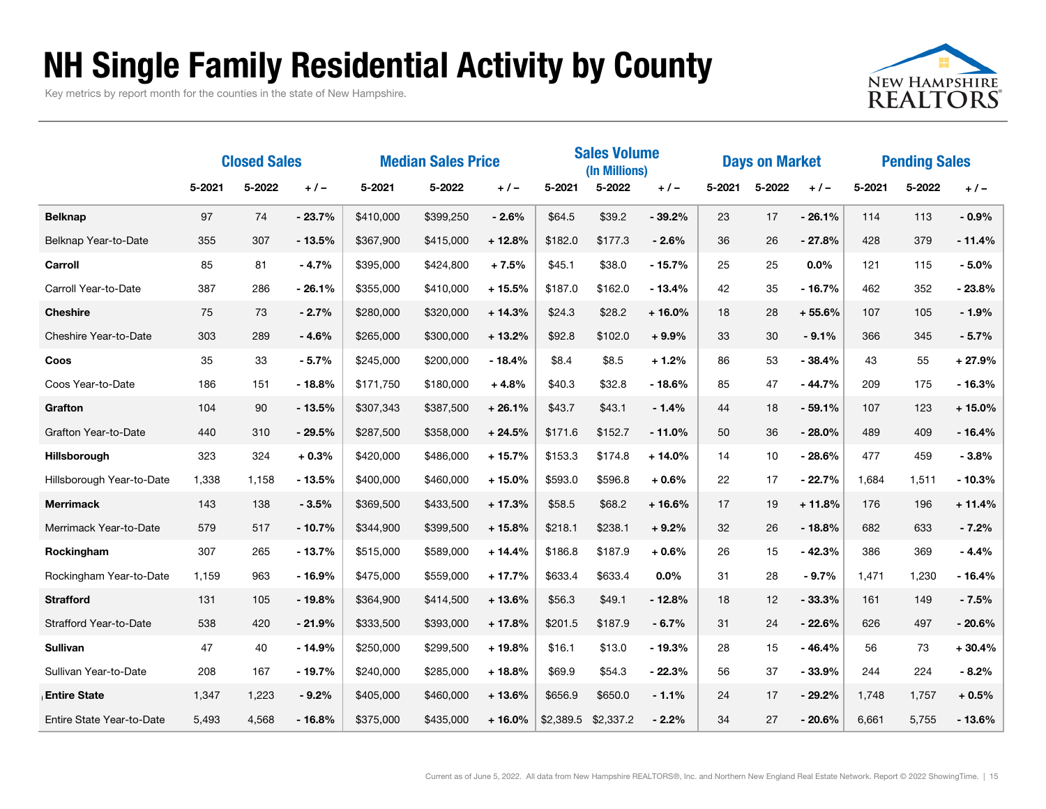# NH Single Family Residential Activity by County

Key metrics by report month for the counties in the state of New Hampshire.

| | Closed Sales | | | Median Sales Price | | | Sales Volume (In Millions) | | | Days on Market | | | Pending Sales | | |
|---|---|---|---|---|---|---|---|---|---|---|---|---|---|---|---|
| | 5-2021 | 5-2022 | + / – | 5-2021 | 5-2022 | + / – | 5-2021 | 5-2022 | + / – | 5-2021 | 5-2022 | + / – | 5-2021 | 5-2022 | + / – |
| **Belknap** | 97 | 74 | - 23.7% | $410,000 | $399,250 | - 2.6% | $64.5 | $39.2 | - 39.2% | 23 | 17 | - 26.1% | 114 | 113 | - 0.9% |
| Belknap Year-to-Date | 355 | 307 | - 13.5% | $367,900 | $415,000 | + 12.8% | $182.0 | $177.3 | - 2.6% | 36 | 26 | - 27.8% | 428 | 379 | - 11.4% |
| **Carroll** | 85 | 81 | - 4.7% | $395,000 | $424,800 | + 7.5% | $45.1 | $38.0 | - 15.7% | 25 | 25 | 0.0% | 121 | 115 | - 5.0% |
| Carroll Year-to-Date | 387 | 286 | - 26.1% | $355,000 | $410,000 | + 15.5% | $187.0 | $162.0 | - 13.4% | 42 | 35 | - 16.7% | 462 | 352 | - 23.8% |
| **Cheshire** | 75 | 73 | - 2.7% | $280,000 | $320,000 | + 14.3% | $24.3 | $28.2 | + 16.0% | 18 | 28 | + 55.6% | 107 | 105 | - 1.9% |
| Cheshire Year-to-Date | 303 | 289 | - 4.6% | $265,000 | $300,000 | + 13.2% | $92.8 | $102.0 | + 9.9% | 33 | 30 | - 9.1% | 366 | 345 | - 5.7% |
| **Coos** | 35 | 33 | - 5.7% | $245,000 | $200,000 | - 18.4% | $8.4 | $8.5 | + 1.2% | 86 | 53 | - 38.4% | 43 | 55 | + 27.9% |
| Coos Year-to-Date | 186 | 151 | - 18.8% | $171,750 | $180,000 | + 4.8% | $40.3 | $32.8 | - 18.6% | 85 | 47 | - 44.7% | 209 | 175 | - 16.3% |
| **Grafton** | 104 | 90 | - 13.5% | $307,343 | $387,500 | + 26.1% | $43.7 | $43.1 | - 1.4% | 44 | 18 | - 59.1% | 107 | 123 | + 15.0% |
| Grafton Year-to-Date | 440 | 310 | - 29.5% | $287,500 | $358,000 | + 24.5% | $171.6 | $152.7 | - 11.0% | 50 | 36 | - 28.0% | 489 | 409 | - 16.4% |
| **Hillsborough** | 323 | 324 | + 0.3% | $420,000 | $486,000 | + 15.7% | $153.3 | $174.8 | + 14.0% | 14 | 10 | - 28.6% | 477 | 459 | - 3.8% |
| Hillsborough Year-to-Date | 1,338 | 1,158 | - 13.5% | $400,000 | $460,000 | + 15.0% | $593.0 | $596.8 | + 0.6% | 22 | 17 | - 22.7% | 1,684 | 1,511 | - 10.3% |
| **Merrimack** | 143 | 138 | - 3.5% | $369,500 | $433,500 | + 17.3% | $58.5 | $68.2 | + 16.6% | 17 | 19 | + 11.8% | 176 | 196 | + 11.4% |
| Merrimack Year-to-Date | 579 | 517 | - 10.7% | $344,900 | $399,500 | + 15.8% | $218.1 | $238.1 | + 9.2% | 32 | 26 | - 18.8% | 682 | 633 | - 7.2% |
| **Rockingham** | 307 | 265 | - 13.7% | $515,000 | $589,000 | + 14.4% | $186.8 | $187.9 | + 0.6% | 26 | 15 | - 42.3% | 386 | 369 | - 4.4% |
| Rockingham Year-to-Date | 1,159 | 963 | - 16.9% | $475,000 | $559,000 | + 17.7% | $633.4 | $633.4 | 0.0% | 31 | 28 | - 9.7% | 1,471 | 1,230 | - 16.4% |
| **Strafford** | 131 | 105 | - 19.8% | $364,900 | $414,500 | + 13.6% | $56.3 | $49.1 | - 12.8% | 18 | 12 | - 33.3% | 161 | 149 | - 7.5% |
| Strafford Year-to-Date | 538 | 420 | - 21.9% | $333,500 | $393,000 | + 17.8% | $201.5 | $187.9 | - 6.7% | 31 | 24 | - 22.6% | 626 | 497 | - 20.6% |
| **Sullivan** | 47 | 40 | - 14.9% | $250,000 | $299,500 | + 19.8% | $16.1 | $13.0 | - 19.3% | 28 | 15 | - 46.4% | 56 | 73 | + 30.4% |
| Sullivan Year-to-Date | 208 | 167 | - 19.7% | $240,000 | $285,000 | + 18.8% | $69.9 | $54.3 | - 22.3% | 56 | 37 | - 33.9% | 244 | 224 | - 8.2% |
| **Entire State** | 1,347 | 1,223 | - 9.2% | $405,000 | $460,000 | + 13.6% | $656.9 | $650.0 | - 1.1% | 24 | 17 | - 29.2% | 1,748 | 1,757 | + 0.5% |
| Entire State Year-to-Date | 5,493 | 4,568 | - 16.8% | $375,000 | $435,000 | + 16.0% | $2,389.5 | $2,337.2 | - 2.2% | 34 | 27 | - 20.6% | 6,661 | 5,755 | - 13.6% |

Current as of June 5, 2022. All data from New Hampshire REALTORS®, Inc. and Northern New England Real Estate Network. Report © 2022 ShowingTime.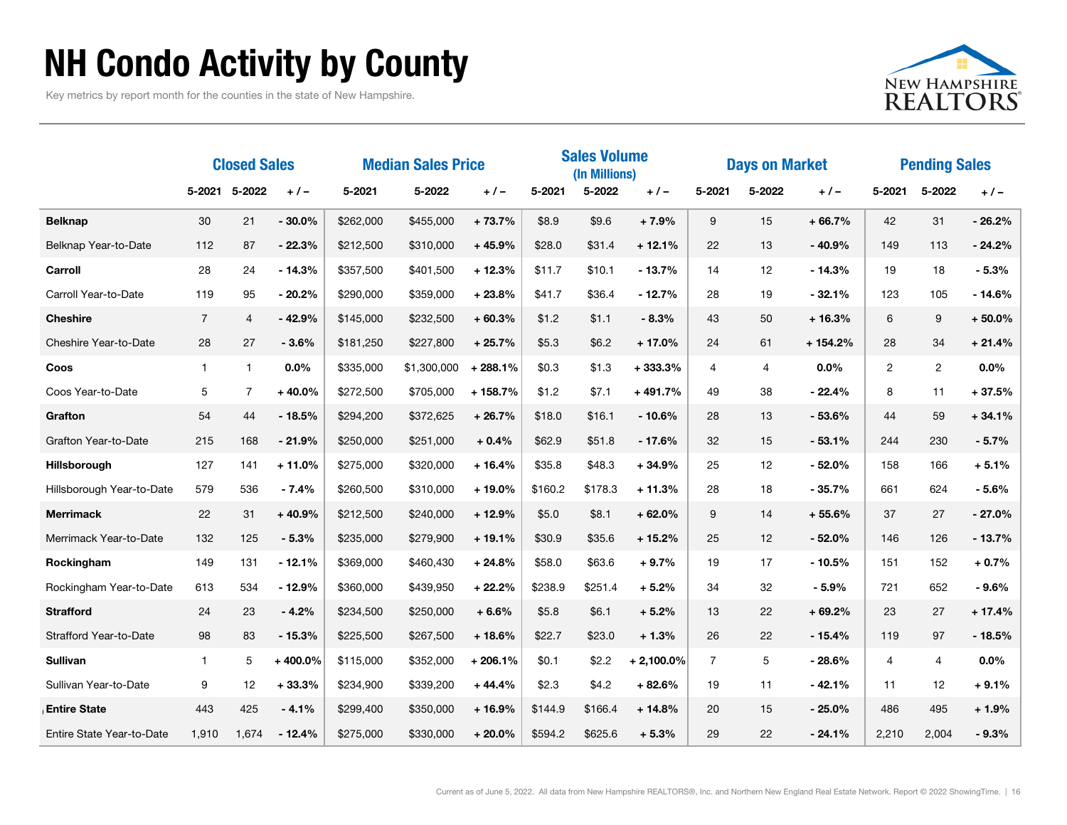# NH Condo Activity by County

Key metrics by report month for the counties in the state of New Hampshire.

| | Closed Sales | | | Median Sales Price | | | Sales Volume (In Millions) | | | Days on Market | | | Pending Sales | | |
|---|---|---|---|---|---|---|---|---|---|---|---|---|---|---|---|
| | 5-2021 | 5-2022 | + / – | 5-2021 | 5-2022 | + / – | 5-2021 | 5-2022 | + / – | 5-2021 | 5-2022 | + / – | 5-2021 | 5-2022 | + / – |
| **Belknap** | 30 | 21 | - 30.0% | $262,000 | $455,000 | + 73.7% | $8.9 | $9.6 | + 7.9% | 9 | 15 | + 66.7% | 42 | 31 | - 26.2% |
| Belknap Year-to-Date | 112 | 87 | - 22.3% | $212,500 | $310,000 | + 45.9% | $28.0 | $31.4 | + 12.1% | 22 | 13 | - 40.9% | 149 | 113 | - 24.2% |
| **Carroll** | 28 | 24 | - 14.3% | $357,500 | $401,500 | + 12.3% | $11.7 | $10.1 | - 13.7% | 14 | 12 | - 14.3% | 19 | 18 | - 5.3% |
| Carroll Year-to-Date | 119 | 95 | - 20.2% | $290,000 | $359,000 | + 23.8% | $41.7 | $36.4 | - 12.7% | 28 | 19 | - 32.1% | 123 | 105 | - 14.6% |
| **Cheshire** | 7 | 4 | - 42.9% | $145,000 | $232,500 | + 60.3% | $1.2 | $1.1 | - 8.3% | 43 | 50 | + 16.3% | 6 | 9 | + 50.0% |
| Cheshire Year-to-Date | 28 | 27 | - 3.6% | $181,250 | $227,800 | + 25.7% | $5.3 | $6.2 | + 17.0% | 24 | 61 | + 154.2% | 28 | 34 | + 21.4% |
| **Coos** | 1 | 1 | 0.0% | $335,000 | $1,300,000 | + 288.1% | $0.3 | $1.3 | + 333.3% | 4 | 4 | 0.0% | 2 | 2 | 0.0% |
| Coos Year-to-Date | 5 | 7 | + 40.0% | $272,500 | $705,000 | + 158.7% | $1.2 | $7.1 | + 491.7% | 49 | 38 | - 22.4% | 8 | 11 | + 37.5% |
| **Grafton** | 54 | 44 | - 18.5% | $294,200 | $372,625 | + 26.7% | $18.0 | $16.1 | - 10.6% | 28 | 13 | - 53.6% | 44 | 59 | + 34.1% |
| Grafton Year-to-Date | 215 | 168 | - 21.9% | $250,000 | $251,000 | + 0.4% | $62.9 | $51.8 | - 17.6% | 32 | 15 | - 53.1% | 244 | 230 | - 5.7% |
| **Hillsborough** | 127 | 141 | + 11.0% | $275,000 | $320,000 | + 16.4% | $35.8 | $48.3 | + 34.9% | 25 | 12 | - 52.0% | 158 | 166 | + 5.1% |
| Hillsborough Year-to-Date | 579 | 536 | - 7.4% | $260,500 | $310,000 | + 19.0% | $160.2 | $178.3 | + 11.3% | 28 | 18 | - 35.7% | 661 | 624 | - 5.6% |
| **Merrimack** | 22 | 31 | + 40.9% | $212,500 | $240,000 | + 12.9% | $5.0 | $8.1 | + 62.0% | 9 | 14 | + 55.6% | 37 | 27 | - 27.0% |
| Merrimack Year-to-Date | 132 | 125 | - 5.3% | $235,000 | $279,900 | + 19.1% | $30.9 | $35.6 | + 15.2% | 25 | 12 | - 52.0% | 146 | 126 | - 13.7% |
| **Rockingham** | 149 | 131 | - 12.1% | $369,000 | $460,430 | + 24.8% | $58.0 | $63.6 | + 9.7% | 19 | 17 | - 10.5% | 151 | 152 | + 0.7% |
| Rockingham Year-to-Date | 613 | 534 | - 12.9% | $360,000 | $439,950 | + 22.2% | $238.9 | $251.4 | + 5.2% | 34 | 32 | - 5.9% | 721 | 652 | - 9.6% |
| **Strafford** | 24 | 23 | - 4.2% | $234,500 | $250,000 | + 6.6% | $5.8 | $6.1 | + 5.2% | 13 | 22 | + 69.2% | 23 | 27 | + 17.4% |
| Strafford Year-to-Date | 98 | 83 | - 15.3% | $225,500 | $267,500 | + 18.6% | $22.7 | $23.0 | + 1.3% | 26 | 22 | - 15.4% | 119 | 97 | - 18.5% |
| **Sullivan** | 1 | 5 | + 400.0% | $115,000 | $352,000 | + 206.1% | $0.1 | $2.2 | + 2,100.0% | 7 | 5 | - 28.6% | 4 | 4 | 0.0% |
| Sullivan Year-to-Date | 9 | 12 | + 33.3% | $234,900 | $339,200 | + 44.4% | $2.3 | $4.2 | + 82.6% | 19 | 11 | - 42.1% | 11 | 12 | + 9.1% |
| **Entire State** | 443 | 425 | - 4.1% | $299,400 | $350,000 | + 16.9% | $144.9 | $166.4 | + 14.8% | 20 | 15 | - 25.0% | 486 | 495 | + 1.9% |
| Entire State Year-to-Date | 1,910 | 1,674 | - 12.4% | $275,000 | $330,000 | + 20.0% | $594.2 | $625.6 | + 5.3% | 29 | 22 | - 24.1% | 2,210 | 2,004 | - 9.3% |

Current as of June 5, 2022. All data from New Hampshire REALTORS®, Inc. and Northern New England Real Estate Network. Report © 2022 ShowingTime.